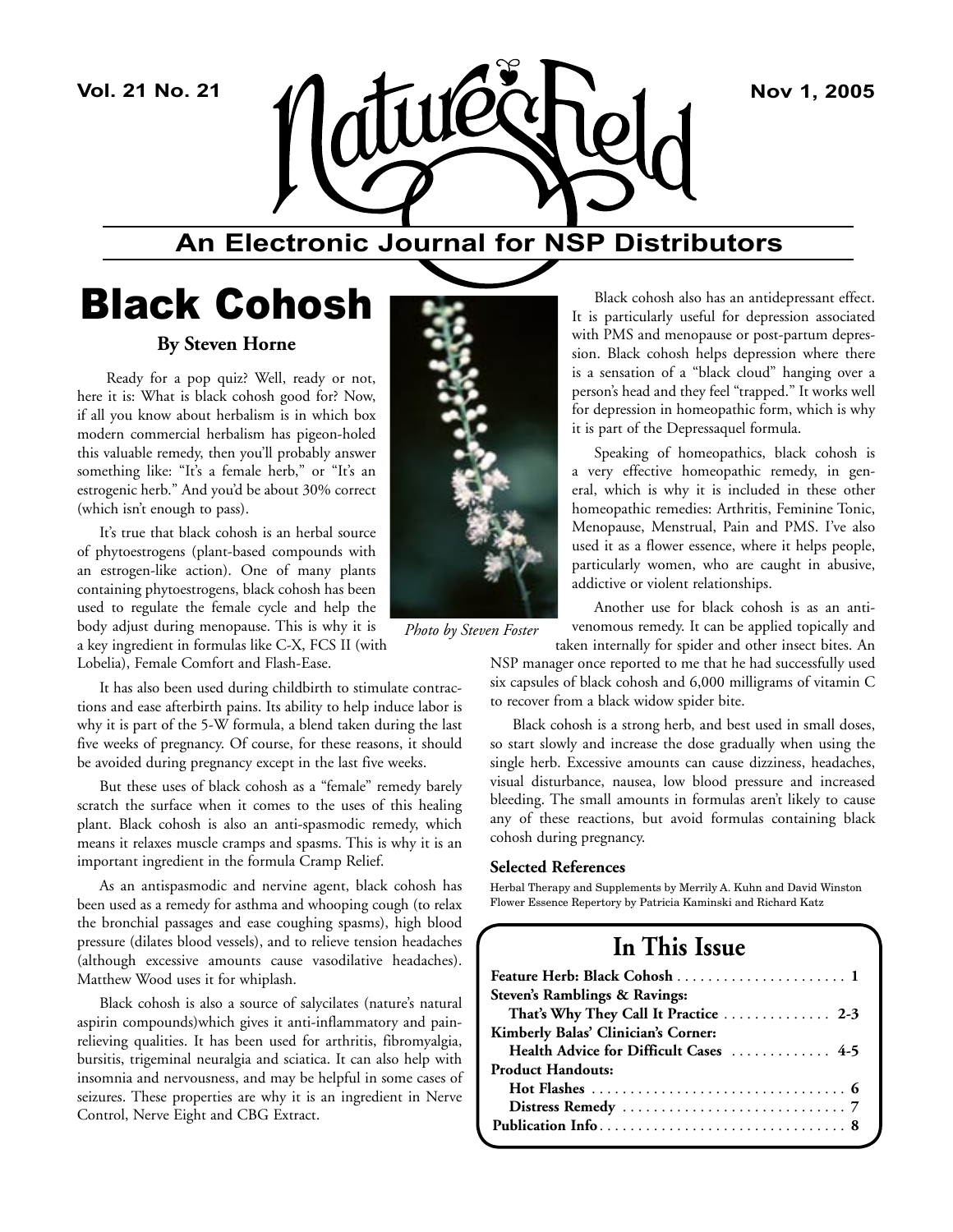# Nature's Field

**An Electronic Journal for NSP Distributors**

# Black Cohosh

**By Steven Horne**

Ready for a pop quiz? Well, ready or not, here it is: What is black cohosh good for? Now, if all you know about herbalism is in which box modern commercial herbalism has pigeon-holed this valuable remedy, then you'll probably answer something like: "It's a female herb," or "It's an estrogenic herb." And you'd be about 30% correct (which isn't enough to pass).

It's true that black cohosh is an herbal source of phytoestrogens (plant-based compounds with an estrogen-like action). One of many plants containing phytoestrogens, black cohosh has been used to regulate the female cycle and help the body adjust during menopause. This is why it is a key ingredient in formulas like C-X, FCS II (with Lobelia), Female Comfort and Flash-Ease.

*Photo by Steven Foster*

It has also been used during childbirth to stimulate contractions and ease afterbirth pains. Its ability to help induce labor is why it is part of the 5-W formula, a blend taken during the last five weeks of pregnancy. Of course, for these reasons, it should be avoided during pregnancy except in the last five weeks.

But these uses of black cohosh as a "female" remedy barely scratch the surface when it comes to the uses of this healing plant. Black cohosh is also an anti-spasmodic remedy, which means it relaxes muscle cramps and spasms. This is why it is an important ingredient in the formula Cramp Relief.

As an antispasmodic and nervine agent, black cohosh has been used as a remedy for asthma and whooping cough (to relax the bronchial passages and ease coughing spasms), high blood pressure (dilates blood vessels), and to relieve tension headaches (although excessive amounts cause vasodilative headaches). Matthew Wood uses it for whiplash.

Black cohosh is also a source of salycilates (nature's natural aspirin compounds)which gives it anti-inflammatory and pain-relieving qualities. It has been used for arthritis, fibromyalgia, bursitis, trigeminal neuralgia and sciatica. It can also help with insomnia and nervousness, and may be helpful in some cases of seizures. These properties are why it is an ingredient in Nerve Control, Nerve Eight and CBG Extract.

Black cohosh also has an antidepressant effect. It is particularly useful for depression associated with PMS and menopause or post-partum depression. Black cohosh helps depression where there is a sensation of a "black cloud" hanging over a person's head and they feel "trapped." It works well for depression in homeopathic form, which is why it is part of the Depressaquel formula.

Speaking of homeopathics, black cohosh is a very effective homeopathic remedy, in general, which is why it is included in these other homeopathic remedies: Arthritis, Feminine Tonic, Menopause, Menstrual, Pain and PMS. I've also used it as a flower essence, where it helps people, particularly women, who are caught in abusive, addictive or violent relationships.

Another use for black cohosh is as an anti-venomous remedy. It can be applied topically and taken internally for spider and other insect bites. An NSP manager once reported to me that he had successfully used six capsules of black cohosh and 6,000 milligrams of vitamin C to recover from a black widow spider bite.

Black cohosh is a strong herb, and best used in small doses, so start slowly and increase the dose gradually when using the single herb. Excessive amounts can cause dizziness, headaches, visual disturbance, nausea, low blood pressure and increased bleeding. The small amounts in formulas aren't likely to cause any of these reactions, but avoid formulas containing black cohosh during pregnancy.

**Selected References**

Herbal Therapy and Supplements by Merrily A. Kuhn and David Winston
Flower Essence Repertory by Patricia Kaminski and Richard Katz

## In This Issue

**Feature Herb: Black Cohosh** . . . . . . . . . . . . . . . . . . . . . . **1**
**Steven's Ramblings & Ravings:**
**That's Why They Call It Practice** . . . . . . . . . . . . . **2-3**
**Kimberly Balas' Clinician's Corner:**
**Health Advice for Difficult Cases** . . . . . . . . . . . . **4-5**
**Product Handouts:**
**Hot Flashes** . . . . . . . . . . . . . . . . . . . . . . . . . . . . . . . . **6**
**Distress Remedy** . . . . . . . . . . . . . . . . . . . . . . . . . . . . **7**
**Publication Info** . . . . . . . . . . . . . . . . . . . . . . . . . . . . . . . **8**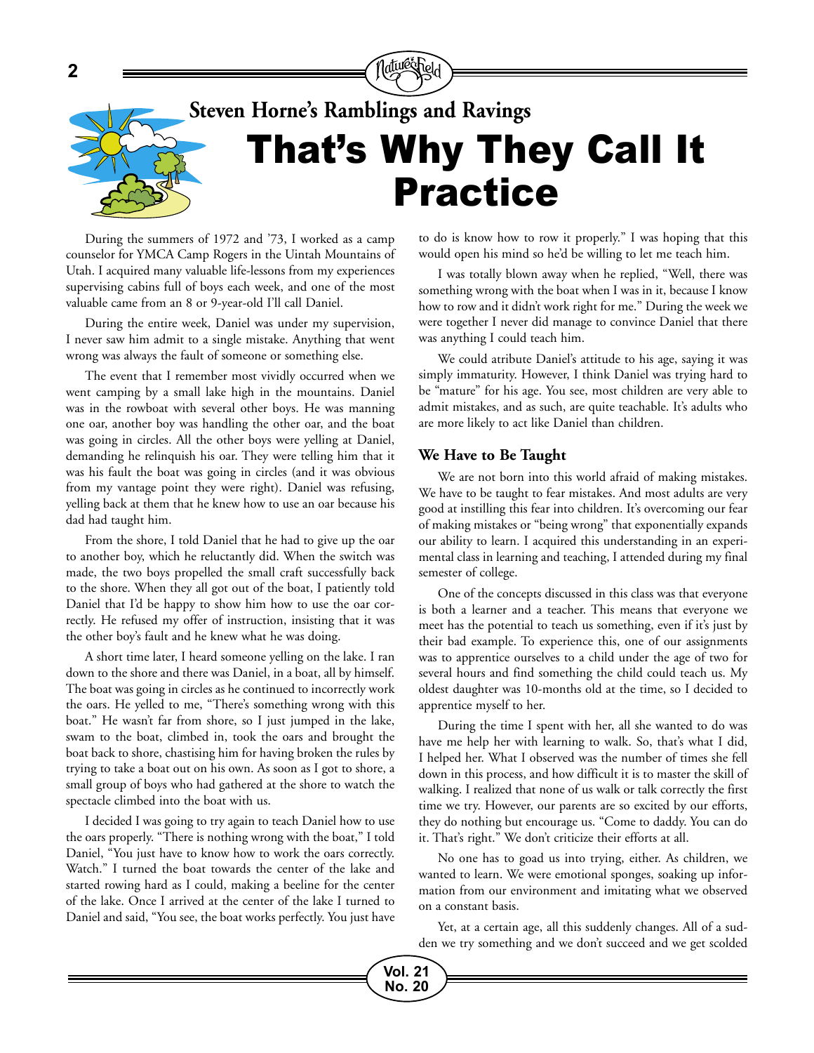## Steven Horne's Ramblings and Ravings

# That's Why They Call It Practice

During the summers of 1972 and '73, I worked as a camp counselor for YMCA Camp Rogers in the Uintah Mountains of Utah. I acquired many valuable life-lessons from my experiences supervising cabins full of boys each week, and one of the most valuable came from an 8 or 9-year-old I'll call Daniel.

During the entire week, Daniel was under my supervision, I never saw him admit to a single mistake. Anything that went wrong was always the fault of someone or something else.

The event that I remember most vividly occurred when we went camping by a small lake high in the mountains. Daniel was in the rowboat with several other boys. He was manning one oar, another boy was handling the other oar, and the boat was going in circles. All the other boys were yelling at Daniel, demanding he relinquish his oar. They were telling him that it was his fault the boat was going in circles (and it was obvious from my vantage point they were right). Daniel was refusing, yelling back at them that he knew how to use an oar because his dad had taught him.

From the shore, I told Daniel that he had to give up the oar to another boy, which he reluctantly did. When the switch was made, the two boys propelled the small craft successfully back to the shore. When they all got out of the boat, I patiently told Daniel that I'd be happy to show him how to use the oar correctly. He refused my offer of instruction, insisting that it was the other boy's fault and he knew what he was doing.

A short time later, I heard someone yelling on the lake. I ran down to the shore and there was Daniel, in a boat, all by himself. The boat was going in circles as he continued to incorrectly work the oars. He yelled to me, "There's something wrong with this boat." He wasn't far from shore, so I just jumped in the lake, swam to the boat, climbed in, took the oars and brought the boat back to shore, chastising him for having broken the rules by trying to take a boat out on his own. As soon as I got to shore, a small group of boys who had gathered at the shore to watch the spectacle climbed into the boat with us.

I decided I was going to try again to teach Daniel how to use the oars properly. "There is nothing wrong with the boat," I told Daniel, "You just have to know how to work the oars correctly. Watch." I turned the boat towards the center of the lake and started rowing hard as I could, making a beeline for the center of the lake. Once I arrived at the center of the lake I turned to Daniel and said, "You see, the boat works perfectly. You just have to do is know how to row it properly." I was hoping that this would open his mind so he'd be willing to let me teach him.

I was totally blown away when he replied, "Well, there was something wrong with the boat when I was in it, because I know how to row and it didn't work right for me." During the week we were together I never did manage to convince Daniel that there was anything I could teach him.

We could atribute Daniel's attitude to his age, saying it was simply immaturity. However, I think Daniel was trying hard to be "mature" for his age. You see, most children are very able to admit mistakes, and as such, are quite teachable. It's adults who are more likely to act like Daniel than children.

### We Have to Be Taught

We are not born into this world afraid of making mistakes. We have to be taught to fear mistakes. And most adults are very good at instilling this fear into children. It's overcoming our fear of making mistakes or "being wrong" that exponentially expands our ability to learn. I acquired this understanding in an experimental class in learning and teaching, I attended during my final semester of college.

One of the concepts discussed in this class was that everyone is both a learner and a teacher. This means that everyone we meet has the potential to teach us something, even if it's just by their bad example. To experience this, one of our assignments was to apprentice ourselves to a child under the age of two for several hours and find something the child could teach us. My oldest daughter was 10-months old at the time, so I decided to apprentice myself to her.

During the time I spent with her, all she wanted to do was have me help her with learning to walk. So, that's what I did, I helped her. What I observed was the number of times she fell down in this process, and how difficult it is to master the skill of walking. I realized that none of us walk or talk correctly the first time we try. However, our parents are so excited by our efforts, they do nothing but encourage us. "Come to daddy. You can do it. That's right." We don't criticize their efforts at all.

No one has to goad us into trying, either. As children, we wanted to learn. We were emotional sponges, soaking up information from our environment and imitating what we observed on a constant basis.

Yet, at a certain age, all this suddenly changes. All of a sudden we try something and we don't succeed and we get scolded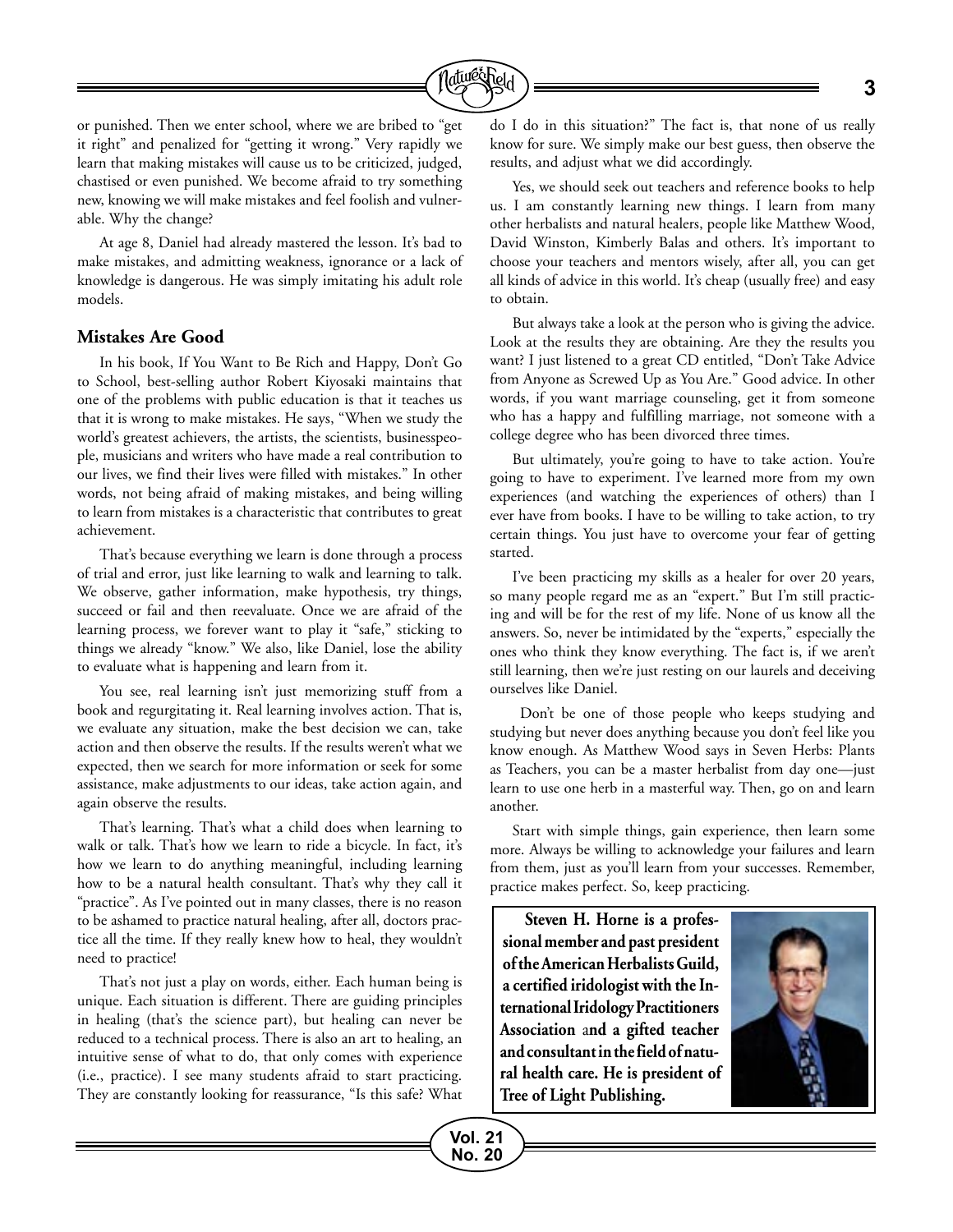or punished. Then we enter school, where we are bribed to "get it right" and penalized for "getting it wrong." Very rapidly we learn that making mistakes will cause us to be criticized, judged, chastised or even punished. We become afraid to try something new, knowing we will make mistakes and feel foolish and vulnerable. Why the change?

At age 8, Daniel had already mastered the lesson. It's bad to make mistakes, and admitting weakness, ignorance or a lack of knowledge is dangerous. He was simply imitating his adult role models.

### Mistakes Are Good

In his book, If You Want to Be Rich and Happy, Don't Go to School, best-selling author Robert Kiyosaki maintains that one of the problems with public education is that it teaches us that it is wrong to make mistakes. He says, "When we study the world's greatest achievers, the artists, the scientists, businesspeople, musicians and writers who have made a real contribution to our lives, we find their lives were filled with mistakes." In other words, not being afraid of making mistakes, and being willing to learn from mistakes is a characteristic that contributes to great achievement.

That's because everything we learn is done through a process of trial and error, just like learning to walk and learning to talk. We observe, gather information, make hypothesis, try things, succeed or fail and then reevaluate. Once we are afraid of the learning process, we forever want to play it "safe," sticking to things we already "know." We also, like Daniel, lose the ability to evaluate what is happening and learn from it.

You see, real learning isn't just memorizing stuff from a book and regurgitating it. Real learning involves action. That is, we evaluate any situation, make the best decision we can, take action and then observe the results. If the results weren't what we expected, then we search for more information or seek for some assistance, make adjustments to our ideas, take action again, and again observe the results.

That's learning. That's what a child does when learning to walk or talk. That's how we learn to ride a bicycle. In fact, it's how we learn to do anything meaningful, including learning how to be a natural health consultant. That's why they call it "practice". As I've pointed out in many classes, there is no reason to be ashamed to practice natural healing, after all, doctors practice all the time. If they really knew how to heal, they wouldn't need to practice!

That's not just a play on words, either. Each human being is unique. Each situation is different. There are guiding principles in healing (that's the science part), but healing can never be reduced to a technical process. There is also an art to healing, an intuitive sense of what to do, that only comes with experience (i.e., practice). I see many students afraid to start practicing. They are constantly looking for reassurance, "Is this safe? What do I do in this situation?" The fact is, that none of us really know for sure. We simply make our best guess, then observe the results, and adjust what we did accordingly.

Yes, we should seek out teachers and reference books to help us. I am constantly learning new things. I learn from many other herbalists and natural healers, people like Matthew Wood, David Winston, Kimberly Balas and others. It's important to choose your teachers and mentors wisely, after all, you can get all kinds of advice in this world. It's cheap (usually free) and easy to obtain.

But always take a look at the person who is giving the advice. Look at the results they are obtaining. Are they the results you want? I just listened to a great CD entitled, "Don't Take Advice from Anyone as Screwed Up as You Are." Good advice. In other words, if you want marriage counseling, get it from someone who has a happy and fulfilling marriage, not someone with a college degree who has been divorced three times.

But ultimately, you're going to have to take action. You're going to have to experiment. I've learned more from my own experiences (and watching the experiences of others) than I ever have from books. I have to be willing to take action, to try certain things. You just have to overcome your fear of getting started.

I've been practicing my skills as a healer for over 20 years, so many people regard me as an "expert." But I'm still practicing and will be for the rest of my life. None of us know all the answers. So, never be intimidated by the "experts," especially the ones who think they know everything. The fact is, if we aren't still learning, then we're just resting on our laurels and deceiving ourselves like Daniel.

Don't be one of those people who keeps studying and studying but never does anything because you don't feel like you know enough. As Matthew Wood says in Seven Herbs: Plants as Teachers, you can be a master herbalist from day one—just learn to use one herb in a masterful way. Then, go on and learn another.

Start with simple things, gain experience, then learn some more. Always be willing to acknowledge your failures and learn from them, just as you'll learn from your successes. Remember, practice makes perfect. So, keep practicing.

**Steven H. Horne is a professional member and past president of the American Herbalists Guild, a certified iridologist with the International Iridology Practitioners Association and a gifted teacher and consultant in the field of natural health care. He is president of Tree of Light Publishing.**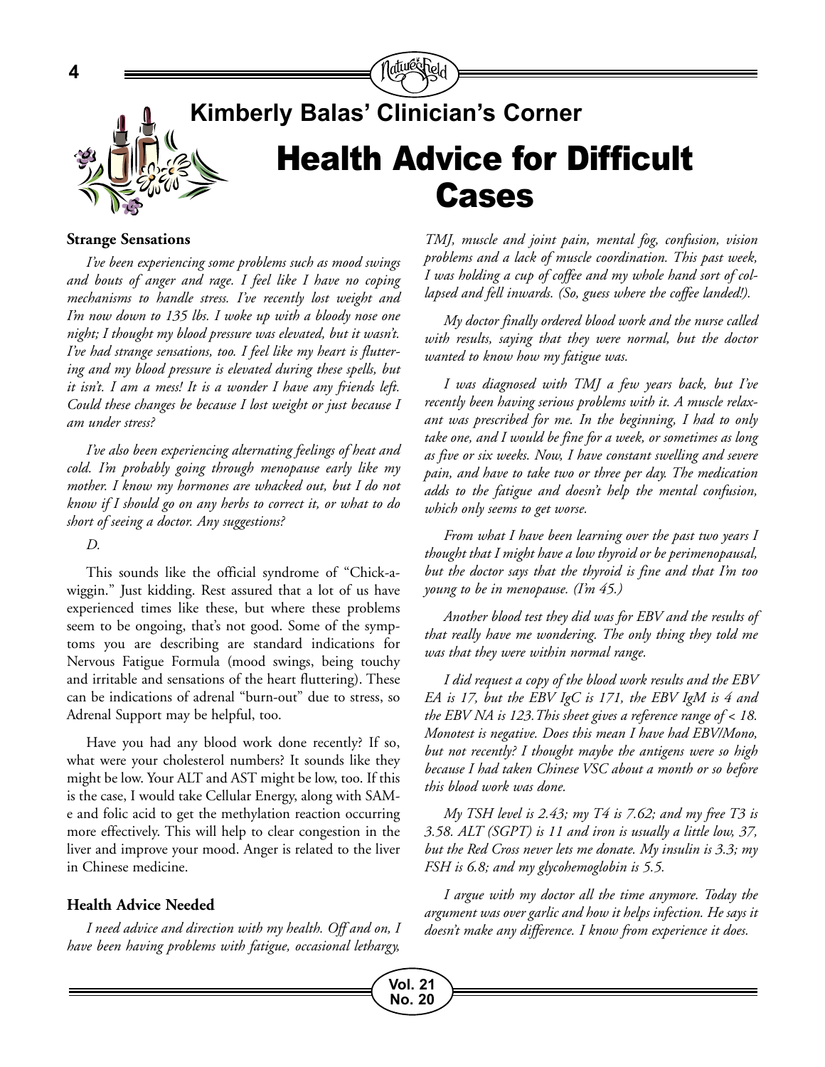## Kimberly Balas' Clinician's Corner

# Health Advice for Difficult Cases

### Strange Sensations

*I've been experiencing some problems such as mood swings and bouts of anger and rage. I feel like I have no coping mechanisms to handle stress. I've recently lost weight and I'm now down to 135 lbs. I woke up with a bloody nose one night; I thought my blood pressure was elevated, but it wasn't. I've had strange sensations, too. I feel like my heart is fluttering and my blood pressure is elevated during these spells, but it isn't. I am a mess! It is a wonder I have any friends left. Could these changes be because I lost weight or just because I am under stress?*

*I've also been experiencing alternating feelings of heat and cold. I'm probably going through menopause early like my mother. I know my hormones are whacked out, but I do not know if I should go on any herbs to correct it, or what to do short of seeing a doctor. Any suggestions?*

*D.*

This sounds like the official syndrome of "Chick-a-wiggin." Just kidding. Rest assured that a lot of us have experienced times like these, but where these problems seem to be ongoing, that's not good. Some of the symptoms you are describing are standard indications for Nervous Fatigue Formula (mood swings, being touchy and irritable and sensations of the heart fluttering). These can be indications of adrenal "burn-out" due to stress, so Adrenal Support may be helpful, too.

Have you had any blood work done recently? If so, what were your cholesterol numbers? It sounds like they might be low. Your ALT and AST might be low, too. If this is the case, I would take Cellular Energy, along with SAM-e and folic acid to get the methylation reaction occurring more effectively. This will help to clear congestion in the liver and improve your mood. Anger is related to the liver in Chinese medicine.

### Health Advice Needed

*I need advice and direction with my health. Off and on, I have been having problems with fatigue, occasional lethargy, TMJ, muscle and joint pain, mental fog, confusion, vision problems and a lack of muscle coordination. This past week, I was holding a cup of coffee and my whole hand sort of collapsed and fell inwards. (So, guess where the coffee landed!).*

*My doctor finally ordered blood work and the nurse called with results, saying that they were normal, but the doctor wanted to know how my fatigue was.*

*I was diagnosed with TMJ a few years back, but I've recently been having serious problems with it. A muscle relaxant was prescribed for me. In the beginning, I had to only take one, and I would be fine for a week, or sometimes as long as five or six weeks. Now, I have constant swelling and severe pain, and have to take two or three per day. The medication adds to the fatigue and doesn't help the mental confusion, which only seems to get worse.*

*From what I have been learning over the past two years I thought that I might have a low thyroid or be perimenopausal, but the doctor says that the thyroid is fine and that I'm too young to be in menopause. (I'm 45.)*

*Another blood test they did was for EBV and the results of that really have me wondering. The only thing they told me was that they were within normal range.*

*I did request a copy of the blood work results and the EBV EA is 17, but the EBV IgC is 171, the EBV IgM is 4 and the EBV NA is 123. This sheet gives a reference range of < 18. Monotest is negative. Does this mean I have had EBV/Mono, but not recently? I thought maybe the antigens were so high because I had taken Chinese VSC about a month or so before this blood work was done.*

*My TSH level is 2.43; my T4 is 7.62; and my free T3 is 3.58. ALT (SGPT) is 11 and iron is usually a little low, 37, but the Red Cross never lets me donate. My insulin is 3.3; my FSH is 6.8; and my glycohemoglobin is 5.5.*

*I argue with my doctor all the time anymore. Today the argument was over garlic and how it helps infection. He says it doesn't make any difference. I know from experience it does.*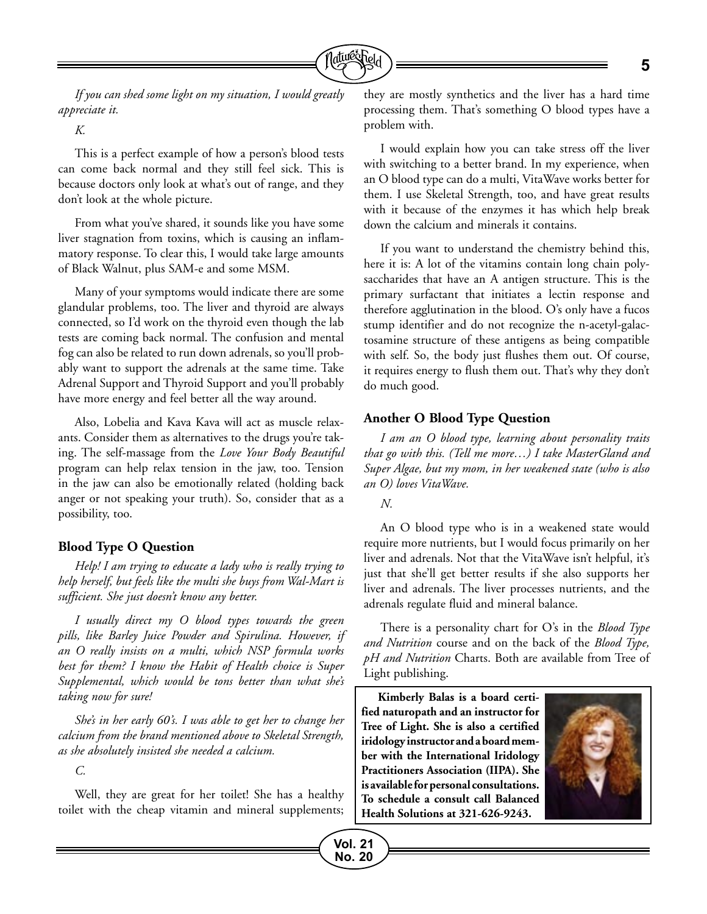*If you can shed some light on my situation, I would greatly appreciate it.*

*K.*

This is a perfect example of how a person's blood tests can come back normal and they still feel sick. This is because doctors only look at what's out of range, and they don't look at the whole picture.

From what you've shared, it sounds like you have some liver stagnation from toxins, which is causing an inflammatory response. To clear this, I would take large amounts of Black Walnut, plus SAM-e and some MSM.

Many of your symptoms would indicate there are some glandular problems, too. The liver and thyroid are always connected, so I'd work on the thyroid even though the lab tests are coming back normal. The confusion and mental fog can also be related to run down adrenals, so you'll probably want to support the adrenals at the same time. Take Adrenal Support and Thyroid Support and you'll probably have more energy and feel better all the way around.

Also, Lobelia and Kava Kava will act as muscle relaxants. Consider them as alternatives to the drugs you're taking. The self-massage from the *Love Your Body Beautiful* program can help relax tension in the jaw, too. Tension in the jaw can also be emotionally related (holding back anger or not speaking your truth). So, consider that as a possibility, too.

### Blood Type O Question

*Help! I am trying to educate a lady who is really trying to help herself, but feels like the multi she buys from Wal-Mart is sufficient. She just doesn't know any better.*

*I usually direct my O blood types towards the green pills, like Barley Juice Powder and Spirulina. However, if an O really insists on a multi, which NSP formula works best for them? I know the Habit of Health choice is Super Supplemental, which would be tons better than what she's taking now for sure!*

*She's in her early 60's. I was able to get her to change her calcium from the brand mentioned above to Skeletal Strength, as she absolutely insisted she needed a calcium.*

*C.*

Well, they are great for her toilet! She has a healthy toilet with the cheap vitamin and mineral supplements; they are mostly synthetics and the liver has a hard time processing them. That's something O blood types have a problem with.

I would explain how you can take stress off the liver with switching to a better brand. In my experience, when an O blood type can do a multi, VitaWave works better for them. I use Skeletal Strength, too, and have great results with it because of the enzymes it has which help break down the calcium and minerals it contains.

If you want to understand the chemistry behind this, here it is: A lot of the vitamins contain long chain polysaccharides that have an A antigen structure. This is the primary surfactant that initiates a lectin response and therefore agglutination in the blood. O's only have a fucos stump identifier and do not recognize the n-acetyl-galactosamine structure of these antigens as being compatible with self. So, the body just flushes them out. Of course, it requires energy to flush them out. That's why they don't do much good.

### Another O Blood Type Question

*I am an O blood type, learning about personality traits that go with this. (Tell me more…) I take MasterGland and Super Algae, but my mom, in her weakened state (who is also an O) loves VitaWave.*

*N.*

An O blood type who is in a weakened state would require more nutrients, but I would focus primarily on her liver and adrenals. Not that the VitaWave isn't helpful, it's just that she'll get better results if she also supports her liver and adrenals. The liver processes nutrients, and the adrenals regulate fluid and mineral balance.

There is a personality chart for O's in the *Blood Type and Nutrition* course and on the back of the *Blood Type, pH and Nutrition* Charts. Both are available from Tree of Light publishing.

**Kimberly Balas is a board certified naturopath and an instructor for Tree of Light. She is also a certified iridology instructor and a board member with the International Iridology Practitioners Association (IIPA). She is available for personal consultations. To schedule a consult call Balanced Health Solutions at 321-626-9243.**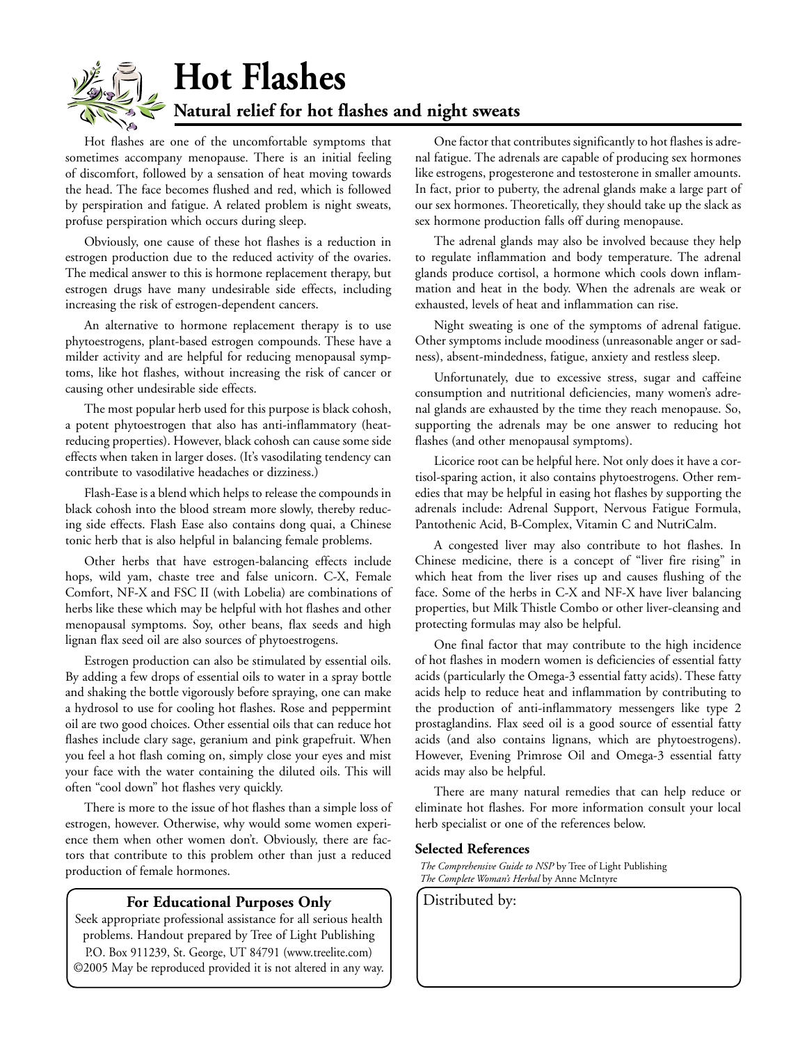# Hot Flashes

## Natural relief for hot flashes and night sweats

Hot flashes are one of the uncomfortable symptoms that sometimes accompany menopause. There is an initial feeling of discomfort, followed by a sensation of heat moving towards the head. The face becomes flushed and red, which is followed by perspiration and fatigue. A related problem is night sweats, profuse perspiration which occurs during sleep.

Obviously, one cause of these hot flashes is a reduction in estrogen production due to the reduced activity of the ovaries. The medical answer to this is hormone replacement therapy, but estrogen drugs have many undesirable side effects, including increasing the risk of estrogen-dependent cancers.

An alternative to hormone replacement therapy is to use phytoestrogens, plant-based estrogen compounds. These have a milder activity and are helpful for reducing menopausal symptoms, like hot flashes, without increasing the risk of cancer or causing other undesirable side effects.

The most popular herb used for this purpose is black cohosh, a potent phytoestrogen that also has anti-inflammatory (heat-reducing properties). However, black cohosh can cause some side effects when taken in larger doses. (It's vasodilating tendency can contribute to vasodilative headaches or dizziness.)

Flash-Ease is a blend which helps to release the compounds in black cohosh into the blood stream more slowly, thereby reducing side effects. Flash Ease also contains dong quai, a Chinese tonic herb that is also helpful in balancing female problems.

Other herbs that have estrogen-balancing effects include hops, wild yam, chaste tree and false unicorn. C-X, Female Comfort, NF-X and FSC II (with Lobelia) are combinations of herbs like these which may be helpful with hot flashes and other menopausal symptoms. Soy, other beans, flax seeds and high lignan flax seed oil are also sources of phytoestrogens.

Estrogen production can also be stimulated by essential oils. By adding a few drops of essential oils to water in a spray bottle and shaking the bottle vigorously before spraying, one can make a hydrosol to use for cooling hot flashes. Rose and peppermint oil are two good choices. Other essential oils that can reduce hot flashes include clary sage, geranium and pink grapefruit. When you feel a hot flash coming on, simply close your eyes and mist your face with the water containing the diluted oils. This will often "cool down" hot flashes very quickly.

There is more to the issue of hot flashes than a simple loss of estrogen, however. Otherwise, why would some women experience them when other women don't. Obviously, there are factors that contribute to this problem other than just a reduced production of female hormones.

One factor that contributes significantly to hot flashes is adrenal fatigue. The adrenals are capable of producing sex hormones like estrogens, progesterone and testosterone in smaller amounts. In fact, prior to puberty, the adrenal glands make a large part of our sex hormones. Theoretically, they should take up the slack as sex hormone production falls off during menopause.

The adrenal glands may also be involved because they help to regulate inflammation and body temperature. The adrenal glands produce cortisol, a hormone which cools down inflammation and heat in the body. When the adrenals are weak or exhausted, levels of heat and inflammation can rise.

Night sweating is one of the symptoms of adrenal fatigue. Other symptoms include moodiness (unreasonable anger or sadness), absent-mindedness, fatigue, anxiety and restless sleep.

Unfortunately, due to excessive stress, sugar and caffeine consumption and nutritional deficiencies, many women's adrenal glands are exhausted by the time they reach menopause. So, supporting the adrenals may be one answer to reducing hot flashes (and other menopausal symptoms).

Licorice root can be helpful here. Not only does it have a cortisol-sparing action, it also contains phytoestrogens. Other remedies that may be helpful in easing hot flashes by supporting the adrenals include: Adrenal Support, Nervous Fatigue Formula, Pantothenic Acid, B-Complex, Vitamin C and NutriCalm.

A congested liver may also contribute to hot flashes. In Chinese medicine, there is a concept of "liver fire rising" in which heat from the liver rises up and causes flushing of the face. Some of the herbs in C-X and NF-X have liver balancing properties, but Milk Thistle Combo or other liver-cleansing and protecting formulas may also be helpful.

One final factor that may contribute to the high incidence of hot flashes in modern women is deficiencies of essential fatty acids (particularly the Omega-3 essential fatty acids). These fatty acids help to reduce heat and inflammation by contributing to the production of anti-inflammatory messengers like type 2 prostaglandins. Flax seed oil is a good source of essential fatty acids (and also contains lignans, which are phytoestrogens). However, Evening Primrose Oil and Omega-3 essential fatty acids may also be helpful.

There are many natural remedies that can help reduce or eliminate hot flashes. For more information consult your local herb specialist or one of the references below.

### Selected References

*The Comprehensive Guide to NSP* by Tree of Light Publishing
*The Complete Woman's Herbal* by Anne McIntyre

**For Educational Purposes Only**

Seek appropriate professional assistance for all serious health problems. Handout prepared by Tree of Light Publishing P.O. Box 911239, St. George, UT 84791 (www.treelite.com) ©2005 May be reproduced provided it is not altered in any way.

Distributed by: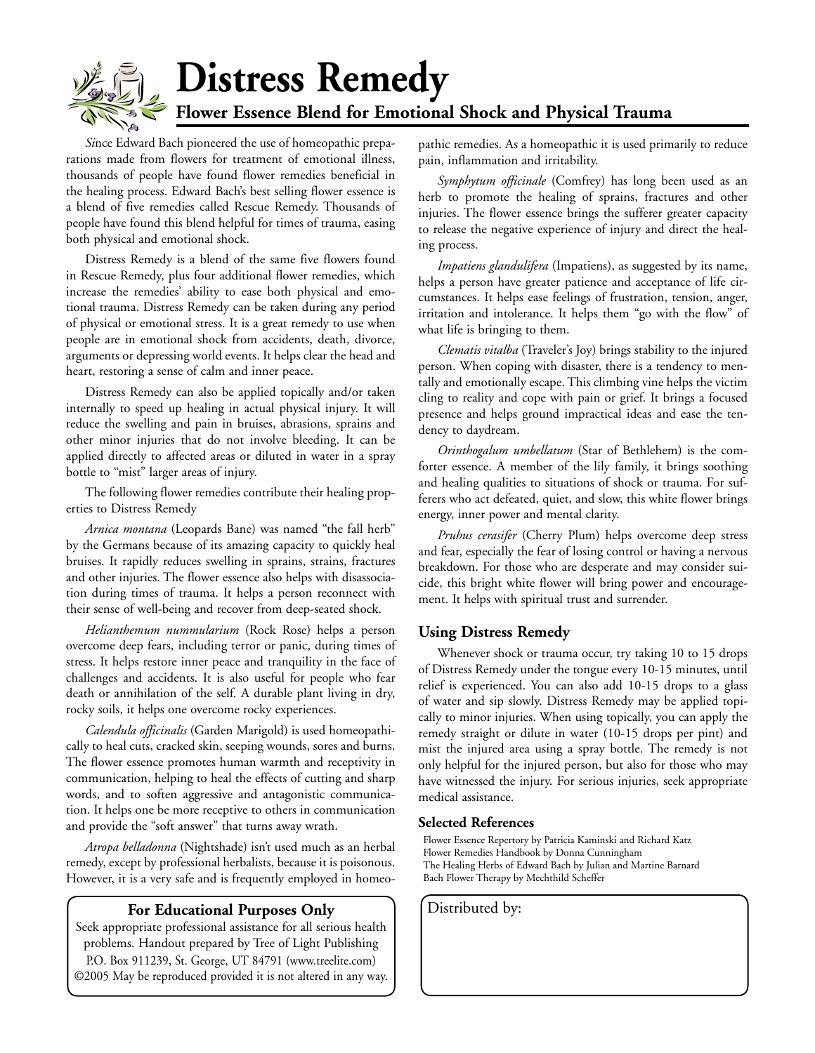# Distress Remedy

## Flower Essence Blend for Emotional Shock and Physical Trauma

*Si*nce Edward Bach pioneered the use of homeopathic preparations made from flowers for treatment of emotional illness, thousands of people have found flower remedies beneficial in the healing process. Edward Bach's best selling flower essence is a blend of five remedies called Rescue Remedy. Thousands of people have found this blend helpful for times of trauma, easing both physical and emotional shock.

Distress Remedy is a blend of the same five flowers found in Rescue Remedy, plus four additional flower remedies, which increase the remedies' ability to ease both physical and emotional trauma. Distress Remedy can be taken during any period of physical or emotional stress. It is a great remedy to use when people are in emotional shock from accidents, death, divorce, arguments or depressing world events. It helps clear the head and heart, restoring a sense of calm and inner peace.

Distress Remedy can also be applied topically and/or taken internally to speed up healing in actual physical injury. It will reduce the swelling and pain in bruises, abrasions, sprains and other minor injuries that do not involve bleeding. It can be applied directly to affected areas or diluted in water in a spray bottle to "mist" larger areas of injury.

The following flower remedies contribute their healing properties to Distress Remedy

*Arnica montana* (Leopards Bane) was named "the fall herb" by the Germans because of its amazing capacity to quickly heal bruises. It rapidly reduces swelling in sprains, strains, fractures and other injuries. The flower essence also helps with disassociation during times of trauma. It helps a person reconnect with their sense of well-being and recover from deep-seated shock.

*Helianthemum nummularium* (Rock Rose) helps a person overcome deep fears, including terror or panic, during times of stress. It helps restore inner peace and tranquility in the face of challenges and accidents. It is also useful for people who fear death or annihilation of the self. A durable plant living in dry, rocky soils, it helps one overcome rocky experiences.

*Calendula officinalis* (Garden Marigold) is used homeopathically to heal cuts, cracked skin, seeping wounds, sores and burns. The flower essence promotes human warmth and receptivity in communication, helping to heal the effects of cutting and sharp words, and to soften aggressive and antagonistic communication. It helps one be more receptive to others in communication and provide the "soft answer" that turns away wrath.

*Atropa belladonna* (Nightshade) isn't used much as an herbal remedy, except by professional herbalists, because it is poisonous. However, it is a very safe and is frequently employed in homeopathic remedies. As a homeopathic it is used primarily to reduce pain, inflammation and irritability.

*Symphytum officinale* (Comfrey) has long been used as an herb to promote the healing of sprains, fractures and other injuries. The flower essence brings the sufferer greater capacity to release the negative experience of injury and direct the healing process.

*Impatiens glandulifera* (Impatiens), as suggested by its name, helps a person have greater patience and acceptance of life circumstances. It helps ease feelings of frustration, tension, anger, irritation and intolerance. It helps them "go with the flow" of what life is bringing to them.

*Clematis vitalba* (Traveler's Joy) brings stability to the injured person. When coping with disaster, there is a tendency to mentally and emotionally escape. This climbing vine helps the victim cling to reality and cope with pain or grief. It brings a focused presence and helps ground impractical ideas and ease the tendency to daydream.

*Orinthogalum umbellatum* (Star of Bethlehem) is the comforter essence. A member of the lily family, it brings soothing and healing qualities to situations of shock or trauma. For sufferers who act defeated, quiet, and slow, this white flower brings energy, inner power and mental clarity.

*Pruhus cerasifer* (Cherry Plum) helps overcome deep stress and fear, especially the fear of losing control or having a nervous breakdown. For those who are desperate and may consider suicide, this bright white flower will bring power and encouragement. It helps with spiritual trust and surrender.

### Using Distress Remedy

Whenever shock or trauma occur, try taking 10 to 15 drops of Distress Remedy under the tongue every 10-15 minutes, until relief is experienced. You can also add 10-15 drops to a glass of water and sip slowly. Distress Remedy may be applied topically to minor injuries. When using topically, you can apply the remedy straight or dilute in water (10-15 drops per pint) and mist the injured area using a spray bottle. The remedy is not only helpful for the injured person, but also for those who may have witnessed the injury. For serious injuries, seek appropriate medical assistance.

#### Selected References

Flower Essence Repertory by Patricia Kaminski and Richard Katz
Flower Remedies Handbook by Donna Cunningham
The Healing Herbs of Edward Bach by Julian and Martine Barnard
Bach Flower Therapy by Mechthild Scheffer

**For Educational Purposes Only**

Seek appropriate professional assistance for all serious health problems. Handout prepared by Tree of Light Publishing P.O. Box 911239, St. George, UT 84791 (www.treelite.com) ©2005 May be reproduced provided it is not altered in any way.

Distributed by: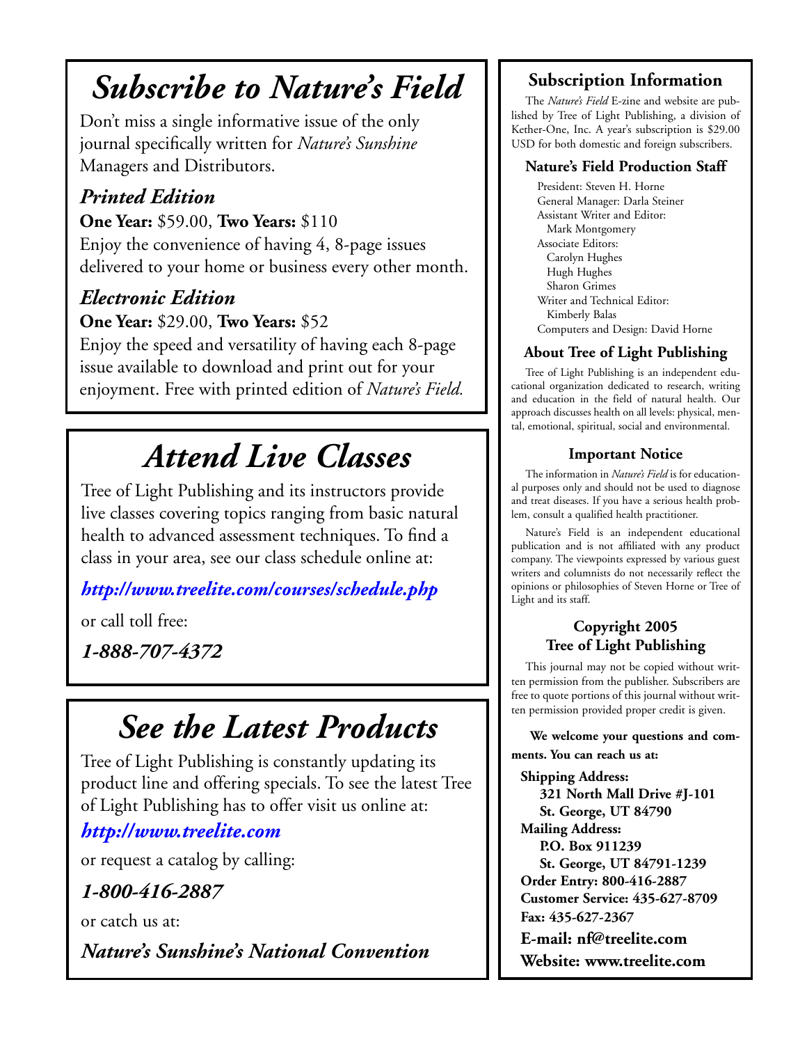# *Subscribe to Nature's Field*

Don't miss a single informative issue of the only journal specifically written for *Nature's Sunshine* Managers and Distributors.

### *Printed Edition*

**One Year:** $59.00, **Two Years:** $110

Enjoy the convenience of having 4, 8-page issues delivered to your home or business every other month.

### *Electronic Edition*

**One Year:** $29.00, **Two Years:** $52

Enjoy the speed and versatility of having each 8-page issue available to download and print out for your enjoyment. Free with printed edition of *Nature's Field.*

# *Attend Live Classes*

Tree of Light Publishing and its instructors provide live classes covering topics ranging from basic natural health to advanced assessment techniques. To find a class in your area, see our class schedule online at:

***http://www.treelite.com/courses/schedule.php***

or call toll free:

***1-888-707-4372***

# *See the Latest Products*

Tree of Light Publishing is constantly updating its product line and offering specials. To see the latest Tree of Light Publishing has to offer visit us online at:

***http://www.treelite.com***

or request a catalog by calling:

***1-800-416-2887***

or catch us at:

***Nature's Sunshine's National Convention***

## Subscription Information

The *Nature's Field* E-zine and website are published by Tree of Light Publishing, a division of Kether-One, Inc. A year's subscription is $29.00 USD for both domestic and foreign subscribers.

### Nature's Field Production Staff

President: Steven H. Horne
General Manager: Darla Steiner
Assistant Writer and Editor:
Mark Montgomery
Associate Editors:
Carolyn Hughes
Hugh Hughes
Sharon Grimes
Writer and Technical Editor:
Kimberly Balas
Computers and Design: David Horne

### About Tree of Light Publishing

Tree of Light Publishing is an independent educational organization dedicated to research, writing and education in the field of natural health. Our approach discusses health on all levels: physical, mental, emotional, spiritual, social and environmental.

### Important Notice

The information in *Nature's Field* is for educational purposes only and should not be used to diagnose and treat diseases. If you have a serious health problem, consult a qualified health practitioner.

Nature's Field is an independent educational publication and is not affiliated with any product company. The viewpoints expressed by various guest writers and columnists do not necessarily reflect the opinions or philosophies of Steven Horne or Tree of Light and its staff.

### Copyright 2005 Tree of Light Publishing

This journal may not be copied without written permission from the publisher. Subscribers are free to quote portions of this journal without written permission provided proper credit is given.

**We welcome your questions and comments. You can reach us at:**

**Shipping Address:**
**321 North Mall Drive #J-101**
**St. George, UT 84790**
**Mailing Address:**
**P.O. Box 911239**
**St. George, UT 84791-1239**
**Order Entry: 800-416-2887**
**Customer Service: 435-627-8709**
**Fax: 435-627-2367**
**E-mail: nf@treelite.com**
**Website: www.treelite.com**